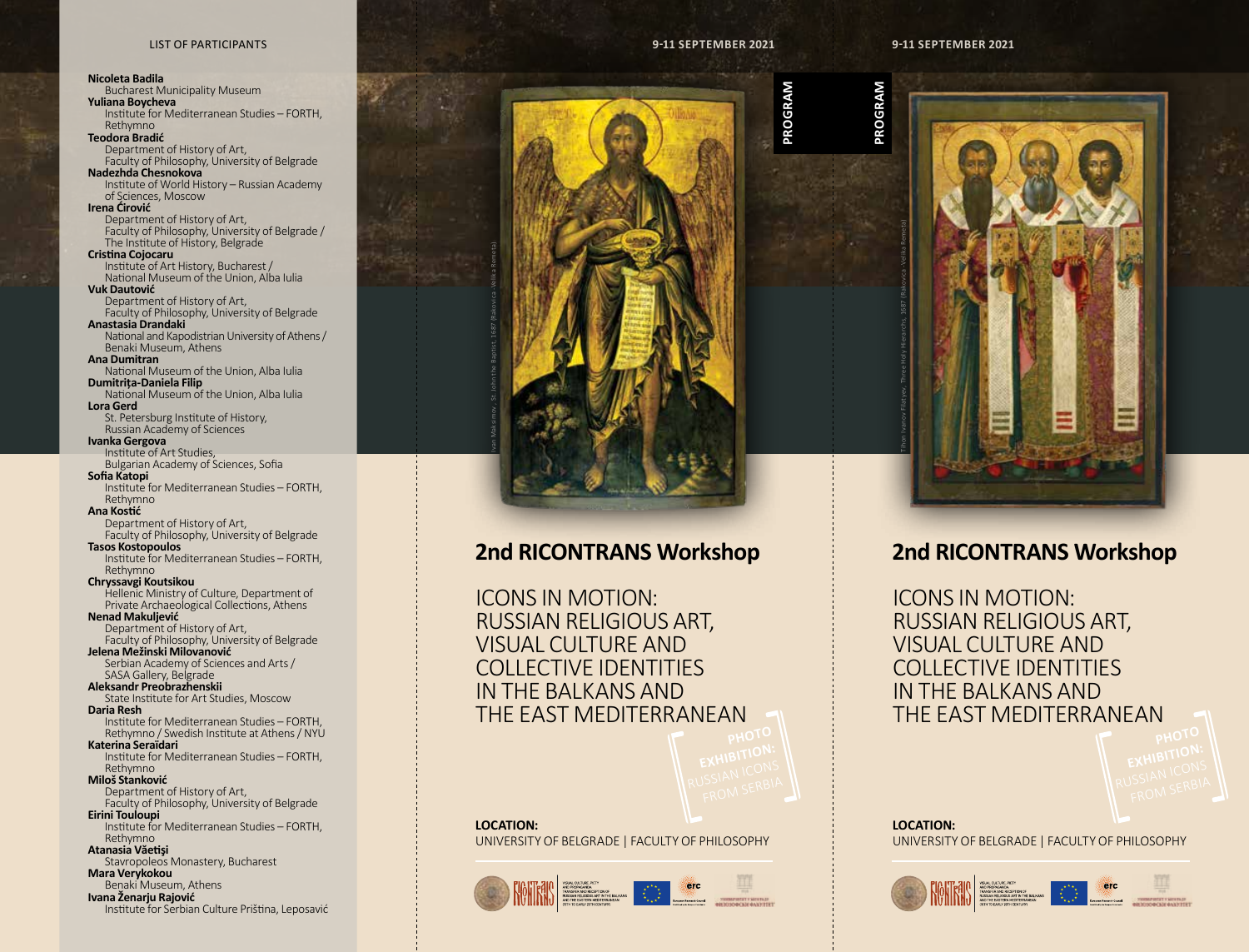## LIST OF PARTICIPANTS

**Nicoleta Badila**
Bucharest Municipality Museum

**Yuliana Boycheva**
Institute for Mediterranean Studies – FORTH, Rethymno

**Teodora Bradić**
Department of History of Art, Faculty of Philosophy, University of Belgrade

**Nadezhda Chesnokova**
Institute of World History – Russian Academy of Sciences, Moscow

**Irena Ćirović**
Department of History of Art, Faculty of Philosophy, University of Belgrade / The Institute of History, Belgrade

**Cristina Cojocaru**
Institute of Art History, Bucharest / National Museum of the Union, Alba Iulia

**Vuk Dautović**
Department of History of Art, Faculty of Philosophy, University of Belgrade

**Anastasia Drandaki**
National and Kapodistrian University of Athens / Benaki Museum, Athens

**Ana Dumitran**
National Museum of the Union, Alba Iulia

**Dumitrița-Daniela Filip**
National Museum of the Union, Alba Iulia

**Lora Gerd**
St. Petersburg Institute of History, Russian Academy of Sciences

**Ivanka Gergova**
Institute of Art Studies, Bulgarian Academy of Sciences, Sofia

**Sofia Katopi**
Institute for Mediterranean Studies – FORTH, Rethymno

**Ana Kostić**
Department of History of Art, Faculty of Philosophy, University of Belgrade

**Tasos Kostopoulos**
Institute for Mediterranean Studies – FORTH, Rethymno

**Chryssavgi Koutsikou**
Hellenic Ministry of Culture, Department of Private Archaeological Collections, Athens

**Nenad Makuljević**
Department of History of Art, Faculty of Philosophy, University of Belgrade

**Jelena Mežinski Milovanović**
Serbian Academy of Sciences and Arts / SASA Gallery, Belgrade

**Aleksandr Preobrazhenskii**
State Institute for Art Studies, Moscow

**Daria Resh**
Institute for Mediterranean Studies – FORTH, Rethymno / Swedish Institute at Athens / NYU

**Katerina Seraïdari**
Institute for Mediterranean Studies – FORTH, Rethymno

**Miloš Stanković**
Department of History of Art, Faculty of Philosophy, University of Belgrade

**Eirini Touloupi**
Institute for Mediterranean Studies – FORTH, Rethymno

**Atanasia Văetişi**
Stavropoleos Monastery, Bucharest

**Mara Verykokou**
Benaki Museum, Athens

**Ivana Ženarju Rajović**
Institute for Serbian Culture Priština, Leposavić

---

9-11 SEPTEMBER 2021

PROGRAM

Ivan Maksimov, St. John the Baptist, 1687 (Rakovica -Velika Remeta)

# 2nd RICONTRANS Workshop

ICONS IN MOTION:
RUSSIAN RELIGIOUS ART,
VISUAL CULTURE AND
COLLECTIVE IDENTITIES
IN THE BALKANS AND
THE EAST MEDITERRANEAN

PHOTO EXHIBITION:
RUSSIAN ICONS FROM SERBIA

**LOCATION:**
UNIVERSITY OF BELGRADE | FACULTY OF PHILOSOPHY

---

9-11 SEPTEMBER 2021

PROGRAM

Tihon Ivanov Filatyev, Three Holy Hierarchs, 1687 (Rakovica -Velika Remeta)

# 2nd RICONTRANS Workshop

ICONS IN MOTION:
RUSSIAN RELIGIOUS ART,
VISUAL CULTURE AND
COLLECTIVE IDENTITIES
IN THE BALKANS AND
THE EAST MEDITERRANEAN

PHOTO EXHIBITION:
RUSSIAN ICONS FROM SERBIA

**LOCATION:**
UNIVERSITY OF BELGRADE | FACULTY OF PHILOSOPHY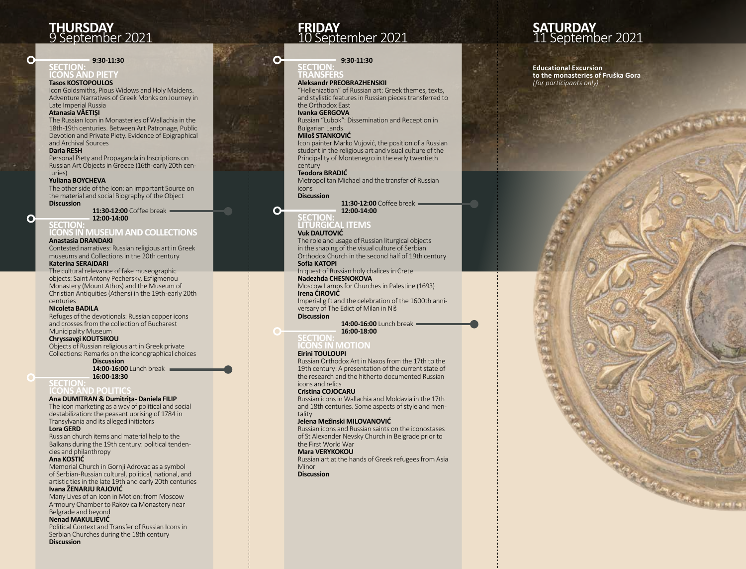# THURSDAY
## 9 September 2021

**9:30-11:30**

### SECTION: ICONS AND PIETY

**Tasos KOSTOPOULOS**
Icon Goldsmiths, Pious Widows and Holy Maidens. Adventure Narratives of Greek Monks on Journey in Late Imperial Russia

**Atanasia VĂETIȘI**
The Russian Icon in Monasteries of Wallachia in the 18th-19th centuries. Between Art Patronage, Public Devotion and Private Piety. Evidence of Epigraphical and Archival Sources

**Daria RESH**
Personal Piety and Propaganda in Inscriptions on Russian Art Objects in Greece (16th-early 20th centuries)

**Yuliana BOYCHEVA**
The other side of the Icon: an important Source on the material and social Biography of the Object

**Discussion**

**11:30-12:00** Coffee break

**12:00-14:00**

### SECTION: ICONS IN MUSEUM AND COLLECTIONS

**Anastasia DRANDAKI**
Contested narratives: Russian religious art in Greek museums and Collections in the 20th century

**Katerina SERAIDARI**
The cultural relevance of fake museographic objects: Saint Antony Pechersky, Esfigmenou Monastery (Mount Athos) and the Museum of Christian Antiquities (Athens) in the 19th-early 20th centuries

**Nicoleta BADILA**
Refuges of the devotionals: Russian copper icons and crosses from the collection of Bucharest Municipality Museum

**Chryssavgi KOUTSIKOU**
Objects of Russian religious art in Greek private Collections: Remarks on the iconographical choices

**Discussion**

**14:00-16:00** Lunch break

**16:00-18:30**

### SECTION: ICONS AND POLITICS

**Ana DUMITRAN & Dumitrița- Daniela FILIP**
The icon marketing as a way of political and social destabilization: the peasant uprising of 1784 in Transylvania and its alleged initiators

**Lora GERD**
Russian church items and material help to the Balkans during the 19th century: political tendencies and philanthropy

**Ana KOSTIĆ**
Memorial Church in Gornji Adrovac as a symbol of Serbian-Russian cultural, political, national, and artistic ties in the late 19th and early 20th centuries

**Ivana ŽENARJU RAJOVIĆ**
Many Lives of an Icon in Motion: from Moscow Armoury Chamber to Rakovica Monastery near Belgrade and beyond

**Nenad MAKULJEVIĆ**
Political Context and Transfer of Russian Icons in Serbian Churches during the 18th century

**Discussion**

# FRIDAY
## 10 September 2021

**9:30-11:30**

### SECTION: TRANSFERS

**Aleksandr PREOBRAZHENSKII**
"Hellenization" of Russian art: Greek themes, texts, and stylistic features in Russian pieces transferred to the Orthodox East

**Ivanka GERGOVA**
Russian "Lubok": Dissemination and Reception in Bulgarian Lands

**Miloš STANKOVIĆ**
Icon painter Marko Vujović, the position of a Russian student in the religious art and visual culture of the Principality of Montenegro in the early twentieth century

**Teodora BRADIĆ**
Metropolitan Michael and the transfer of Russian icons

**Discussion**

**11:30-12:00** Coffee break

**12:00-14:00**

### SECTION: LITURGICAL ITEMS

**Vuk DAUTOVIĆ**
The role and usage of Russian liturgical objects in the shaping of the visual culture of Serbian Orthodox Church in the second half of 19th century

**Sofia KATOPI**
In quest of Russian holy chalices in Crete

**Nadezhda CHESNOKOVA**
Moscow Lamps for Churches in Palestine (1693)

**Irena ĆIROVIĆ**
Imperial gift and the celebration of the 1600th anniversary of The Edict of Milan in Niš

**Discussion**

**14:00-16:00** Lunch break

**16:00-18:00**

### SECTION: ICONS IN MOTION

**Eirini TOULOUPI**
Russian Orthodox Art in Naxos from the 17th to the 19th century: A presentation of the current state of the research and the hitherto documented Russian icons and relics

**Cristina COJOCARU**
Russian icons in Wallachia and Moldavia in the 17th and 18th centuries. Some aspects of style and mentality

**Jelena Mežinski MILOVANOVIĆ**
Russian icons and Russian saints on the iconostases of St Alexander Nevsky Church in Belgrade prior to the First World War

**Mara VERYKOKOU**
Russian art at the hands of Greek refugees from Asia Minor

**Discussion**

# SATURDAY
## 11 September 2021

**Educational Excursion**
**to the monasteries of Fruška Gora**
*(for participants only)*